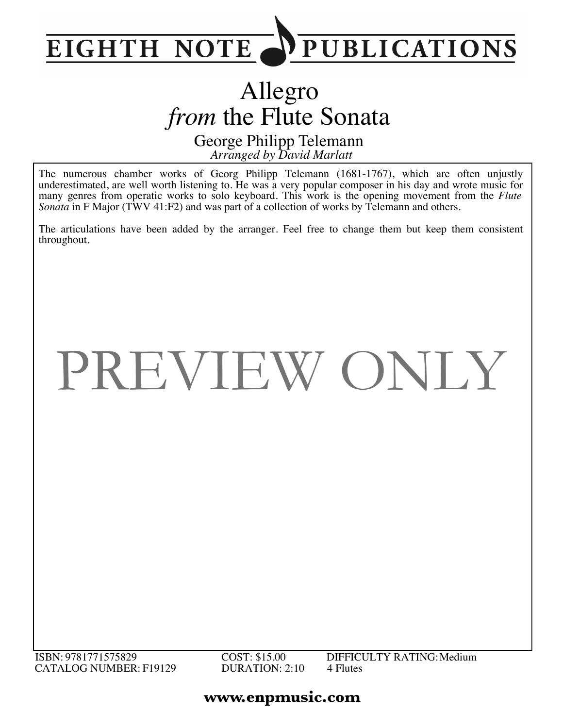# EIGHTH NOTE PUBLICATIONS

# Allegro
## *from* the Flute Sonata

George Philipp Telemann

*Arranged by David Marlatt*

The numerous chamber works of Georg Philipp Telemann (1681-1767), which are often unjustly underestimated, are well worth listening to. He was a very popular composer in his day and wrote music for many genres from operatic works to solo keyboard. This work is the opening movement from the *Flute Sonata* in F Major (TWV 41:F2) and was part of a collection of works by Telemann and others.

The articulations have been added by the arranger. Feel free to change them but keep them consistent throughout.

PREVIEW ONLY

ISBN: 9781771575829
CATALOG NUMBER: F19129
COST: $15.00
DURATION: 2:10
DIFFICULTY RATING: Medium
4 Flutes

**www.enpmusic.com**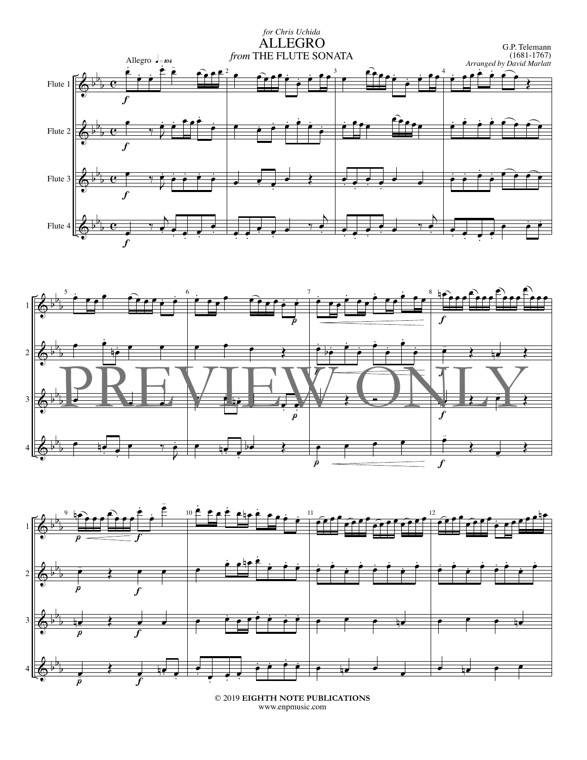*for Chris Uchida*

# ALLEGRO

## *from* THE FLUTE SONATA

G.P. Telemann
(1681-1767)
*Arranged by David Marlatt*

Allegro ♩= 104

Flute 1

Flute 2

Flute 3

Flute 4

PREVIEW ONLY

© 2019 **EIGHTH NOTE PUBLICATIONS**
www.enpmusic.com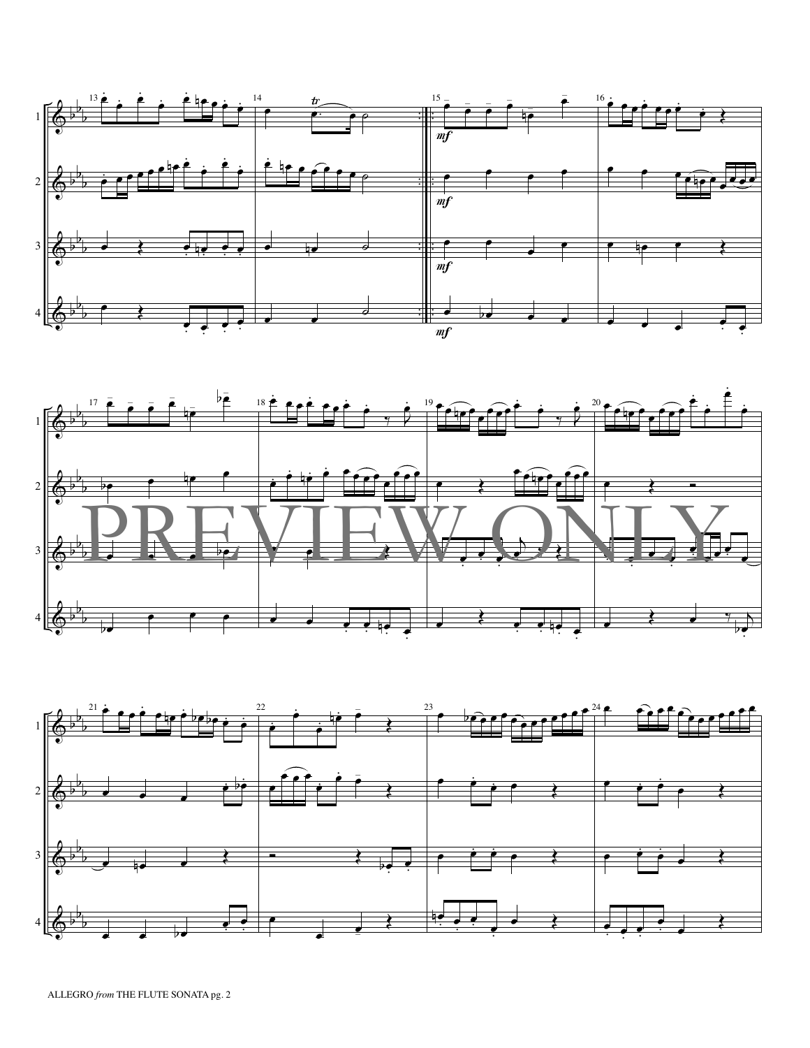PREVIEW ONLY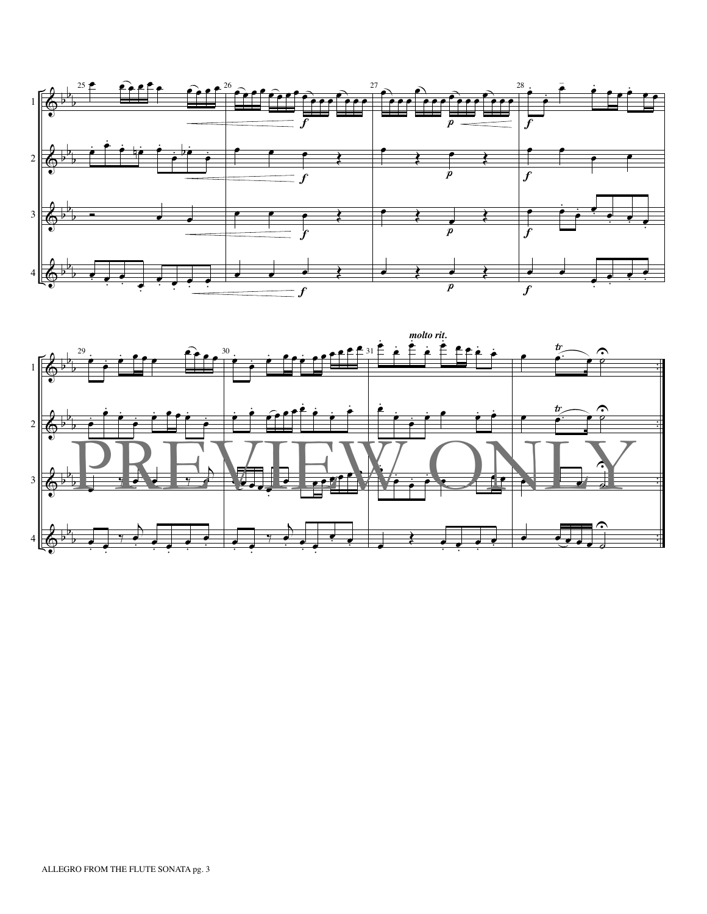*molto rit.*